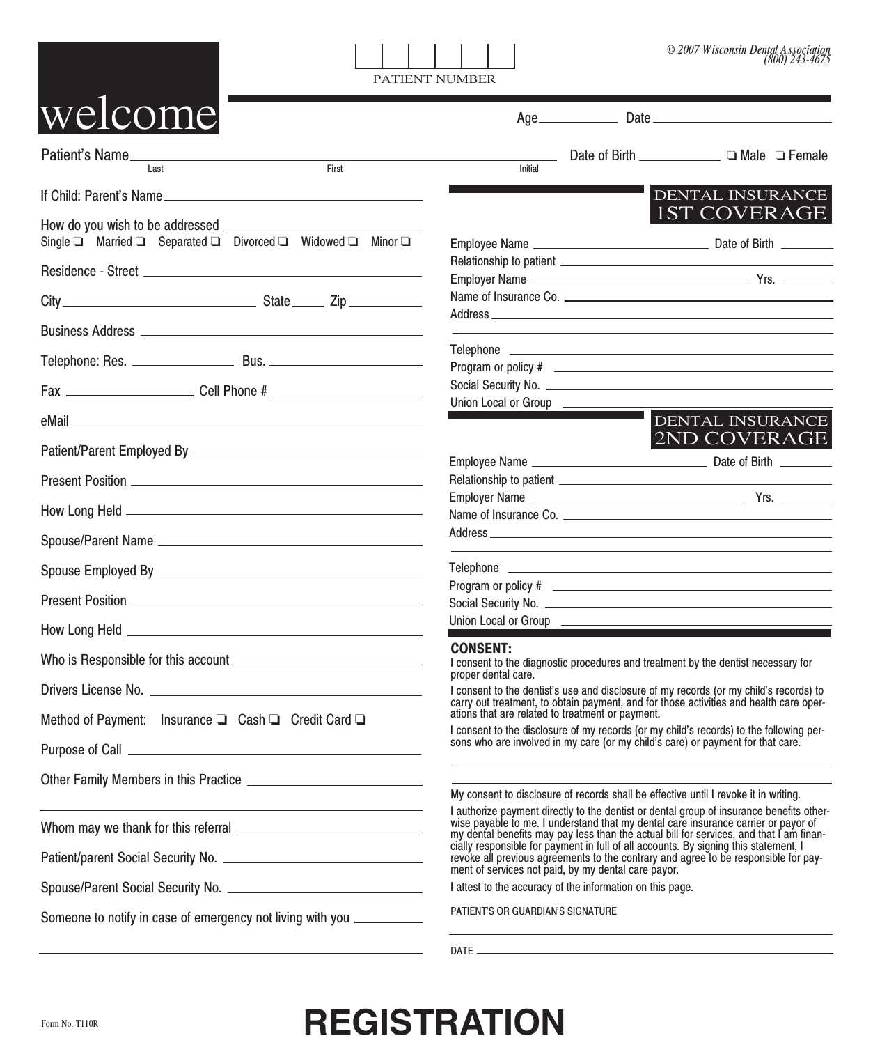© 2007 Wisconsin Dental Association
(800) 243-4675

# welcome

PATIENT NUMBER

Age ____________ Date ______________________

Patient's Name ______________________________________________ Date of Birth ____________ ❑ Male ❑ Female
Last First Initial

If Child: Parent's Name ______________________________

How do you wish to be addressed ______________________

Single ❑ Married ❑ Separated ❑ Divorced ❑ Widowed ❑ Minor ❑

Residence - Street ______________________________

City ______________________ State _____ Zip __________

Business Address ______________________________

Telephone: Res. ______________ Bus. ______________________

Fax ________________ Cell Phone # ______________________

eMail ______________________________

Patient/Parent Employed By ______________________________

Present Position ______________________________

How Long Held ______________________________

Spouse/Parent Name ______________________________

Spouse Employed By ______________________________

Present Position ______________________________

How Long Held ______________________________

Who is Responsible for this account ______________________________

Drivers License No. ______________________________

Method of Payment: Insurance ❑ Cash ❑ Credit Card ❑

Purpose of Call ______________________________

Other Family Members in this Practice ______________________________

______________________________

Whom may we thank for this referral ______________________________

Patient/parent Social Security No. ______________________________

Spouse/Parent Social Security No. ______________________________

Someone to notify in case of emergency not living with you ______________

______________________________

## DENTAL INSURANCE 1ST COVERAGE

Employee Name ______________________ Date of Birth ________

Relationship to patient ______________________________

Employer Name ______________________ Yrs. ________

Name of Insurance Co. ______________________________

Address ______________________________

______________________________

Telephone ______________________________

Program or policy # ______________________________

Social Security No. ______________________________

Union Local or Group ______________________________

## DENTAL INSURANCE 2ND COVERAGE

Employee Name ______________________ Date of Birth ________

Relationship to patient ______________________________

Employer Name ______________________ Yrs. ________

Name of Insurance Co. ______________________________

Address ______________________________

______________________________

Telephone ______________________________

Program or policy # ______________________________

Social Security No. ______________________________

Union Local or Group ______________________________

## CONSENT:

I consent to the diagnostic procedures and treatment by the dentist necessary for proper dental care.

I consent to the dentist's use and disclosure of my records (or my child's records) to carry out treatment, to obtain payment, and for those activities and health care operations that are related to treatment or payment.

I consent to the disclosure of my records (or my child's records) to the following persons who are involved in my care (or my child's care) or payment for that care.

______________________________

______________________________

My consent to disclosure of records shall be effective until I revoke it in writing.

I authorize payment directly to the dentist or dental group of insurance benefits otherwise payable to me. I understand that my dental care insurance carrier or payor of my dental benefits may pay less than the actual bill for services, and that I am financially responsible for payment in full of all accounts. By signing this statement, I revoke all previous agreements to the contrary and agree to be responsible for payment of services not paid, by my dental care payor.

I attest to the accuracy of the information on this page.

PATIENT'S OR GUARDIAN'S SIGNATURE

______________________________

DATE ______________________________

Form No. T110R

# REGISTRATION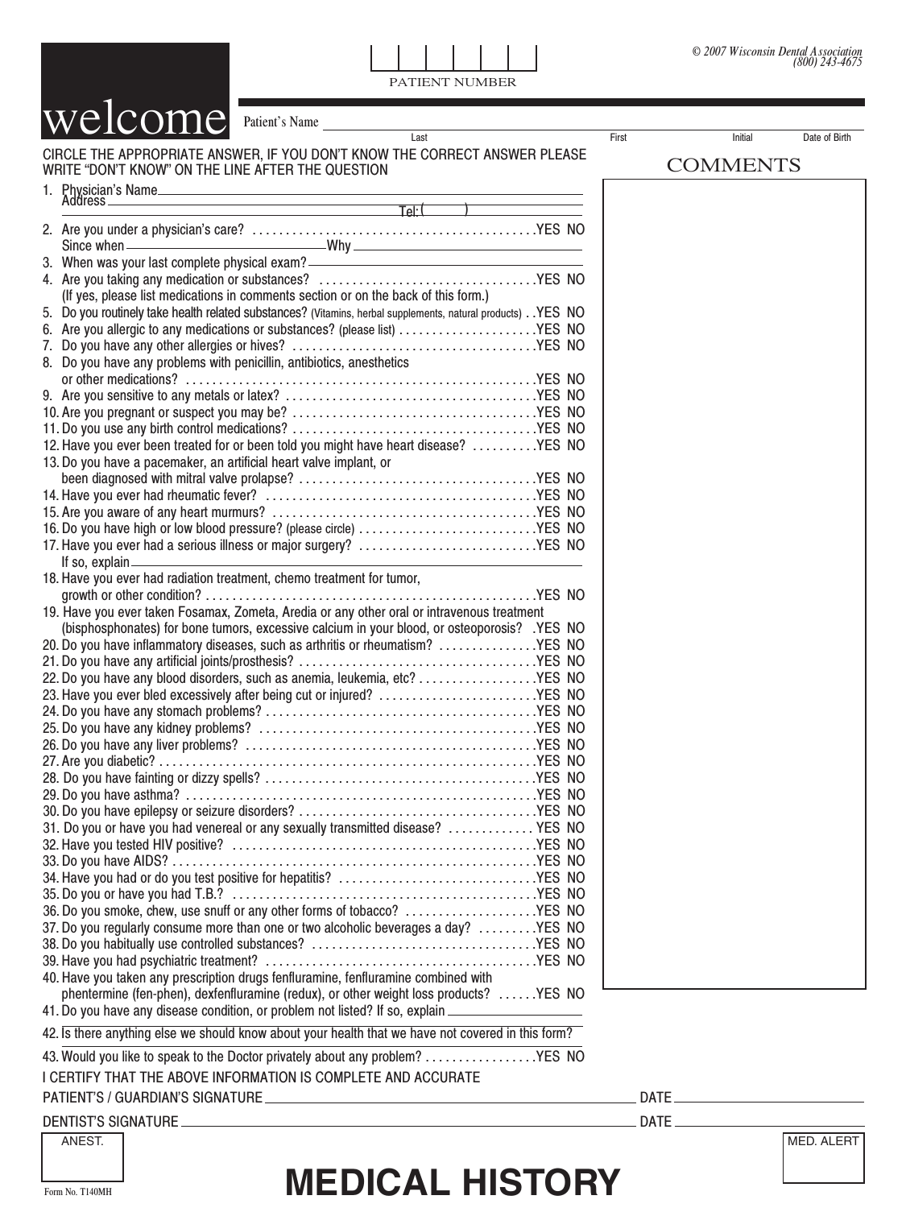© 2007 Wisconsin Dental Association
(800) 243-4675

PATIENT NUMBER

# welcome

Patient's Name ______________________________________________
Last | First | Initial | Date of Birth

CIRCLE THE APPROPRIATE ANSWER, IF YOU DON'T KNOW THE CORRECT ANSWER PLEASE WRITE "DON'T KNOW" ON THE LINE AFTER THE QUESTION

COMMENTS

1. Physician's Name ______________________________
   Address ______________________________ Tel: (      )
2. Are you under a physician's care? .......... YES NO
   Since when ______________ Why ______________
3. When was your last complete physical exam? ______________
4. Are you taking any medication or substances? .......... YES NO
   (If yes, please list medications in comments section or on the back of this form.)
5. Do you routinely take health related substances? (Vitamins, herbal supplements, natural products) .. YES NO
6. Are you allergic to any medications or substances? (please list) .......... YES NO
7. Do you have any other allergies or hives? .......... YES NO
8. Do you have any problems with penicillin, antibiotics, anesthetics or other medications? .......... YES NO
9. Are you sensitive to any metals or latex? .......... YES NO
10. Are you pregnant or suspect you may be? .......... YES NO
11. Do you use any birth control medications? .......... YES NO
12. Have you ever been treated for or been told you might have heart disease? .......... YES NO
13. Do you have a pacemaker, an artificial heart valve implant, or been diagnosed with mitral valve prolapse? .......... YES NO
14. Have you ever had rheumatic fever? .......... YES NO
15. Are you aware of any heart murmurs? .......... YES NO
16. Do you have high or low blood pressure? (please circle) .......... YES NO
17. Have you ever had a serious illness or major surgery? .......... YES NO
    If so, explain ______________________________
18. Have you ever had radiation treatment, chemo treatment for tumor, growth or other condition? .......... YES NO
19. Have you ever taken Fosamax, Zometa, Aredia or any other oral or intravenous treatment (bisphosphonates) for bone tumors, excessive calcium in your blood, or osteoporosis? . YES NO
20. Do you have inflammatory diseases, such as arthritis or rheumatism? .......... YES NO
21. Do you have any artificial joints/prosthesis? .......... YES NO
22. Do you have any blood disorders, such as anemia, leukemia, etc? .......... YES NO
23. Have you ever bled excessively after being cut or injured? .......... YES NO
24. Do you have any stomach problems? .......... YES NO
25. Do you have any kidney problems? .......... YES NO
26. Do you have any liver problems? .......... YES NO
27. Are you diabetic? .......... YES NO
28. Do you have fainting or dizzy spells? .......... YES NO
29. Do you have asthma? .......... YES NO
30. Do you have epilepsy or seizure disorders? .......... YES NO
31. Do you or have you had venereal or any sexually transmitted disease? .......... YES NO
32. Have you tested HIV positive? .......... YES NO
33. Do you have AIDS? .......... YES NO
34. Have you had or do you test positive for hepatitis? .......... YES NO
35. Do you or have you had T.B.? .......... YES NO
36. Do you smoke, chew, use snuff or any other forms of tobacco? .......... YES NO
37. Do you regularly consume more than one or two alcoholic beverages a day? .......... YES NO
38. Do you habitually use controlled substances? .......... YES NO
39. Have you had psychiatric treatment? .......... YES NO
40. Have you taken any prescription drugs fenfluramine, fenfluramine combined with phentermine (fen-phen), dexfenfluramine (redux), or other weight loss products? .......... YES NO
41. Do you have any disease condition, or problem not listed? If so, explain ______________
42. Is there anything else we should know about your health that we have not covered in this form?
43. Would you like to speak to the Doctor privately about any problem? .......... YES NO

I CERTIFY THAT THE ABOVE INFORMATION IS COMPLETE AND ACCURATE

PATIENT'S / GUARDIAN'S SIGNATURE ______________________________ DATE ______________

DENTIST'S SIGNATURE ______________________________ DATE ______________

ANEST.

MED. ALERT

Form No. T140MH

# MEDICAL HISTORY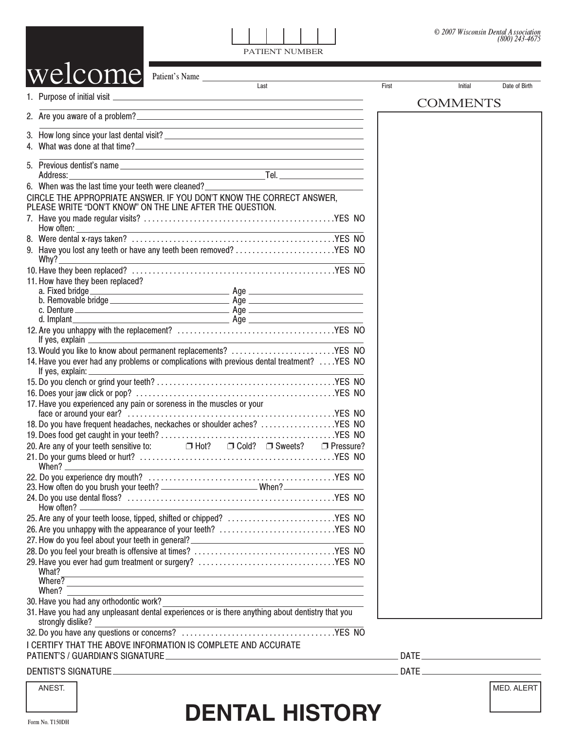© 2007 Wisconsin Dental Association
(800) 243-4675

PATIENT NUMBER

# welcome

Patient's Name ______________________________
Last First Initial Date of Birth

1. Purpose of initial visit ______________________________
2. Are you aware of a problem? ______________________________
3. How long since your last dental visit? ______________________________
4. What was done at that time? ______________________________
5. Previous dentist's name ______________________________
   Address: ______________________________ Tel. ______________
6. When was the last time your teeth were cleaned? ______________________________

CIRCLE THE APPROPRIATE ANSWER. IF YOU DON'T KNOW THE CORRECT ANSWER, PLEASE WRITE "DON'T KNOW" ON THE LINE AFTER THE QUESTION.

7. Have you made regular visits? .......... YES NO
   How often: ______________________________
8. Were dental x-rays taken? .......... YES NO
9. Have you lost any teeth or have any teeth been removed? .......... YES NO
   Why? ______________________________
10. Have they been replaced? .......... YES NO
11. How have they been replaced?
    a. Fixed bridge ______________ Age ______________
    b. Removable bridge ______________ Age ______________
    c. Denture ______________ Age ______________
    d. Implant ______________ Age ______________
12. Are you unhappy with the replacement? .......... YES NO
    If yes, explain ______________________________
13. Would you like to know about permanent replacements? .......... YES NO
14. Have you ever had any problems or complications with previous dental treatment? .... YES NO
    If yes, explain: ______________________________
15. Do you clench or grind your teeth? .......... YES NO
16. Does your jaw click or pop? .......... YES NO
17. Have you experienced any pain or soreness in the muscles or your face or around your ear? .......... YES NO
18. Do you have frequent headaches, neckaches or shoulder aches? .......... YES NO
19. Does food get caught in your teeth? .......... YES NO
20. Are any of your teeth sensitive to: ❒ Hot? ❒ Cold? ❒ Sweets? ❒ Pressure?
21. Do your gums bleed or hurt? .......... YES NO
    When? ______________________________
22. Do you experience dry mouth? .......... YES NO
23. How often do you brush your teeth? ______________ When? ______________
24. Do you use dental floss? .......... YES NO
    How often? ______________________________
25. Are any of your teeth loose, tipped, shifted or chipped? .......... YES NO
26. Are you unhappy with the appearance of your teeth? .......... YES NO
27. How do you feel about your teeth in general? ______________________________
28. Do you feel your breath is offensive at times? .......... YES NO
29. Have you ever had gum treatment or surgery? .......... YES NO
    What? ______________________________
    Where? ______________________________
    When? ______________________________
30. Have you had any orthodontic work? ______________________________
31. Have you had any unpleasant dental experiences or is there anything about dentistry that you strongly dislike? ______________________________
32. Do you have any questions or concerns? .......... YES NO

## COMMENTS

I CERTIFY THAT THE ABOVE INFORMATION IS COMPLETE AND ACCURATE

PATIENT'S / GUARDIAN'S SIGNATURE ______________________________ DATE ______________

DENTIST'S SIGNATURE ______________________________ DATE ______________

ANEST.

MED. ALERT

# DENTAL HISTORY

Form No. T150DH